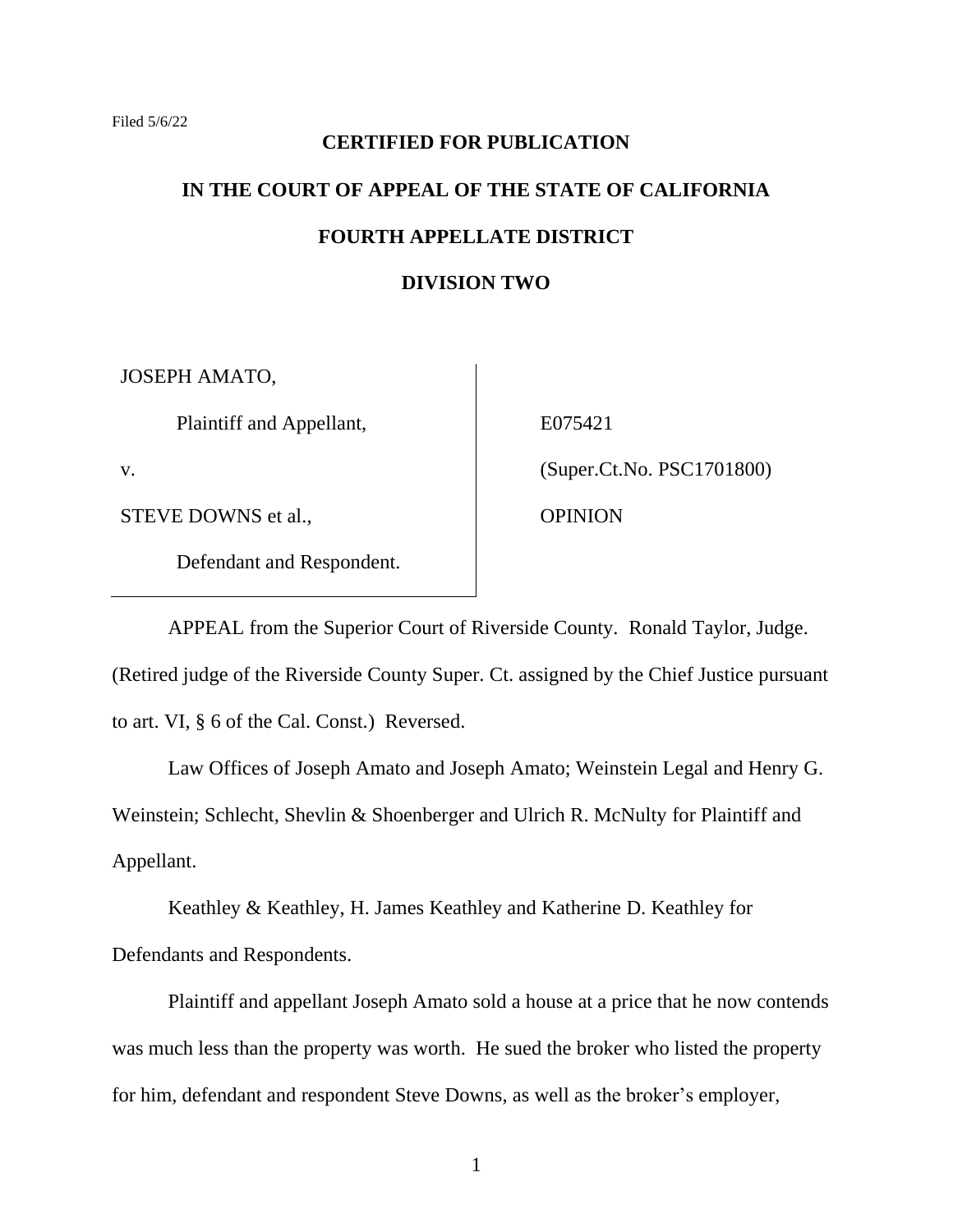Filed 5/6/22

**CERTIFIED FOR PUBLICATION**

**IN THE COURT OF APPEAL OF THE STATE OF CALIFORNIA**

**FOURTH APPELLATE DISTRICT**

**DIVISION TWO**

| | |
|---|---|
| JOSEPH AMATO, | |
| Plaintiff and Appellant, | E075421 |
| v. | (Super.Ct.No. PSC1701800) |
| STEVE DOWNS et al., | OPINION |
| Defendant and Respondent. | |

APPEAL from the Superior Court of Riverside County. Ronald Taylor, Judge. (Retired judge of the Riverside County Super. Ct. assigned by the Chief Justice pursuant to art. VI, § 6 of the Cal. Const.) Reversed.

Law Offices of Joseph Amato and Joseph Amato; Weinstein Legal and Henry G. Weinstein; Schlecht, Shevlin & Shoenberger and Ulrich R. McNulty for Plaintiff and Appellant.

Keathley & Keathley, H. James Keathley and Katherine D. Keathley for Defendants and Respondents.

Plaintiff and appellant Joseph Amato sold a house at a price that he now contends was much less than the property was worth. He sued the broker who listed the property for him, defendant and respondent Steve Downs, as well as the broker's employer,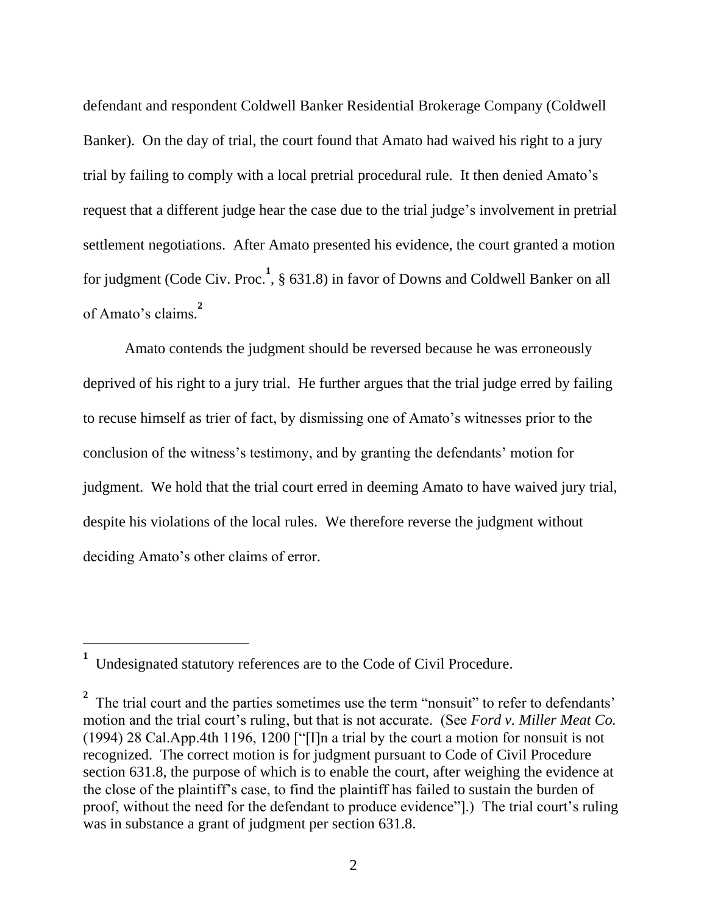defendant and respondent Coldwell Banker Residential Brokerage Company (Coldwell Banker). On the day of trial, the court found that Amato had waived his right to a jury trial by failing to comply with a local pretrial procedural rule. It then denied Amato's request that a different judge hear the case due to the trial judge's involvement in pretrial settlement negotiations. After Amato presented his evidence, the court granted a motion for judgment (Code Civ. Proc.[1], § 631.8) in favor of Downs and Coldwell Banker on all of Amato's claims.[2]

Amato contends the judgment should be reversed because he was erroneously deprived of his right to a jury trial. He further argues that the trial judge erred by failing to recuse himself as trier of fact, by dismissing one of Amato's witnesses prior to the conclusion of the witness's testimony, and by granting the defendants' motion for judgment. We hold that the trial court erred in deeming Amato to have waived jury trial, despite his violations of the local rules. We therefore reverse the judgment without deciding Amato's other claims of error.

---

[1] Undesignated statutory references are to the Code of Civil Procedure.

[2] The trial court and the parties sometimes use the term "nonsuit" to refer to defendants' motion and the trial court's ruling, but that is not accurate. (See *Ford v. Miller Meat Co.* (1994) 28 Cal.App.4th 1196, 1200 ["[I]n a trial by the court a motion for nonsuit is not recognized. The correct motion is for judgment pursuant to Code of Civil Procedure section 631.8, the purpose of which is to enable the court, after weighing the evidence at the close of the plaintiff's case, to find the plaintiff has failed to sustain the burden of proof, without the need for the defendant to produce evidence"].) The trial court's ruling was in substance a grant of judgment per section 631.8.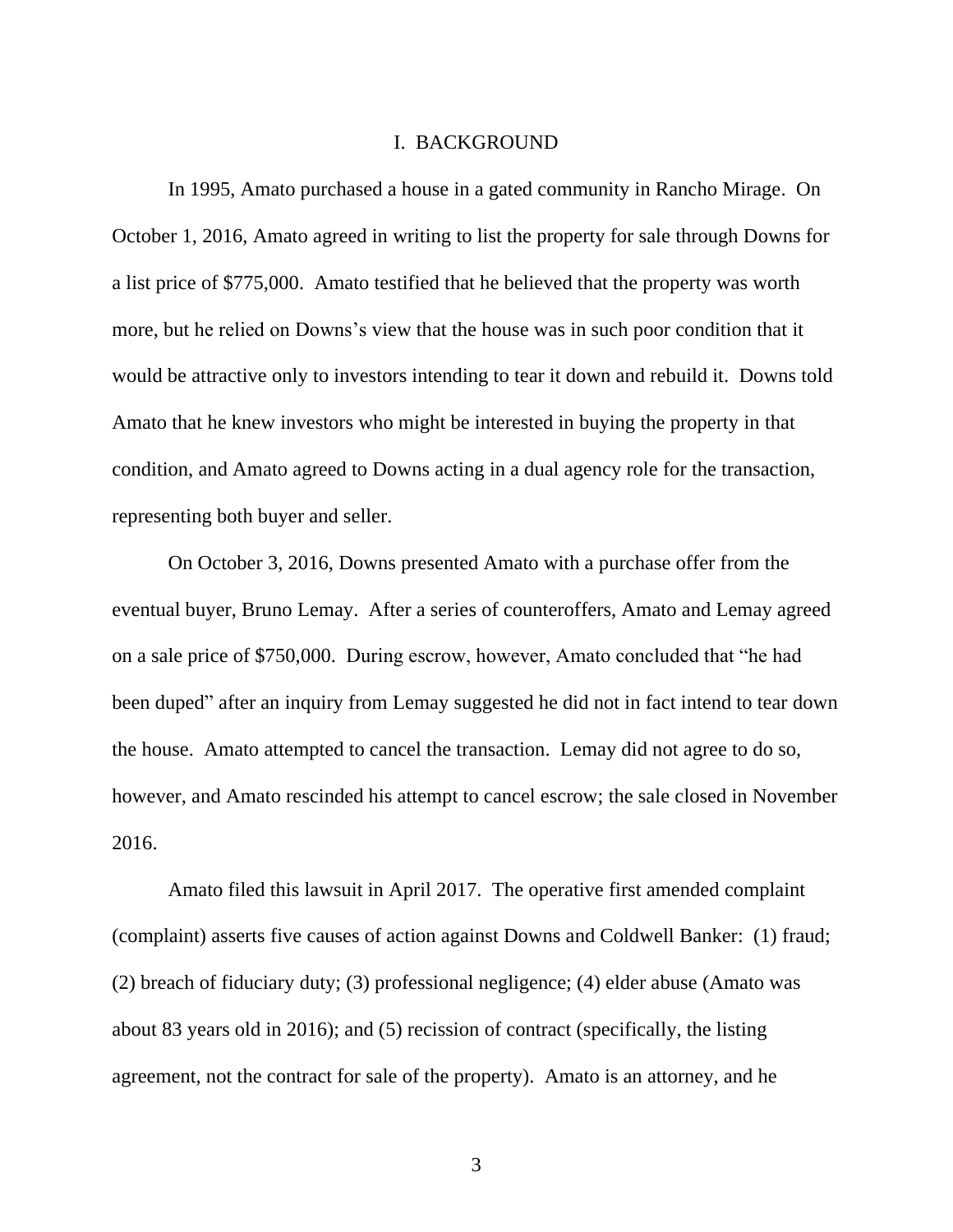## I. BACKGROUND

In 1995, Amato purchased a house in a gated community in Rancho Mirage. On October 1, 2016, Amato agreed in writing to list the property for sale through Downs for a list price of $775,000. Amato testified that he believed that the property was worth more, but he relied on Downs's view that the house was in such poor condition that it would be attractive only to investors intending to tear it down and rebuild it. Downs told Amato that he knew investors who might be interested in buying the property in that condition, and Amato agreed to Downs acting in a dual agency role for the transaction, representing both buyer and seller.

On October 3, 2016, Downs presented Amato with a purchase offer from the eventual buyer, Bruno Lemay. After a series of counteroffers, Amato and Lemay agreed on a sale price of $750,000. During escrow, however, Amato concluded that "he had been duped" after an inquiry from Lemay suggested he did not in fact intend to tear down the house. Amato attempted to cancel the transaction. Lemay did not agree to do so, however, and Amato rescinded his attempt to cancel escrow; the sale closed in November 2016.

Amato filed this lawsuit in April 2017. The operative first amended complaint (complaint) asserts five causes of action against Downs and Coldwell Banker: (1) fraud; (2) breach of fiduciary duty; (3) professional negligence; (4) elder abuse (Amato was about 83 years old in 2016); and (5) recission of contract (specifically, the listing agreement, not the contract for sale of the property). Amato is an attorney, and he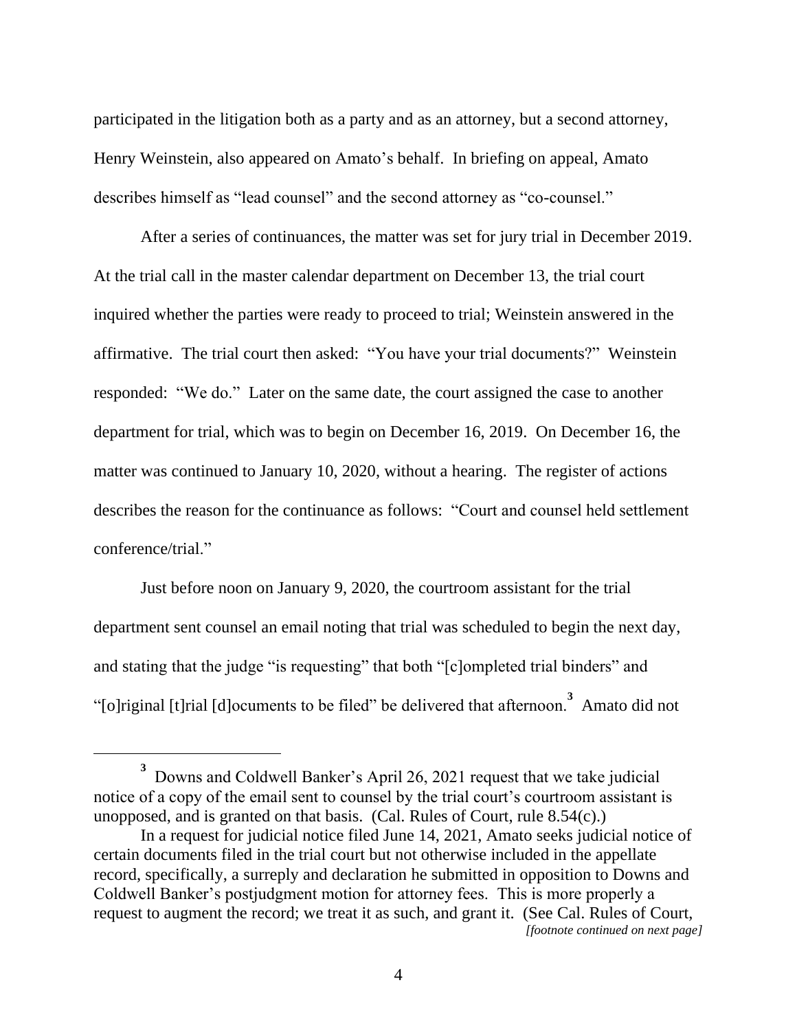participated in the litigation both as a party and as an attorney, but a second attorney, Henry Weinstein, also appeared on Amato's behalf. In briefing on appeal, Amato describes himself as "lead counsel" and the second attorney as "co-counsel."

After a series of continuances, the matter was set for jury trial in December 2019. At the trial call in the master calendar department on December 13, the trial court inquired whether the parties were ready to proceed to trial; Weinstein answered in the affirmative. The trial court then asked: "You have your trial documents?" Weinstein responded: "We do." Later on the same date, the court assigned the case to another department for trial, which was to begin on December 16, 2019. On December 16, the matter was continued to January 10, 2020, without a hearing. The register of actions describes the reason for the continuance as follows: "Court and counsel held settlement conference/trial."

Just before noon on January 9, 2020, the courtroom assistant for the trial department sent counsel an email noting that trial was scheduled to begin the next day, and stating that the judge "is requesting" that both "[c]ompleted trial binders" and "[o]riginal [t]rial [d]ocuments to be filed" be delivered that afternoon.[3] Amato did not

---

[3] Downs and Coldwell Banker's April 26, 2021 request that we take judicial notice of a copy of the email sent to counsel by the trial court's courtroom assistant is unopposed, and is granted on that basis. (Cal. Rules of Court, rule 8.54(c).)

In a request for judicial notice filed June 14, 2021, Amato seeks judicial notice of certain documents filed in the trial court but not otherwise included in the appellate record, specifically, a surreply and declaration he submitted in opposition to Downs and Coldwell Banker's postjudgment motion for attorney fees. This is more properly a request to augment the record; we treat it as such, and grant it. (See Cal. Rules of Court,

*[footnote continued on next page]*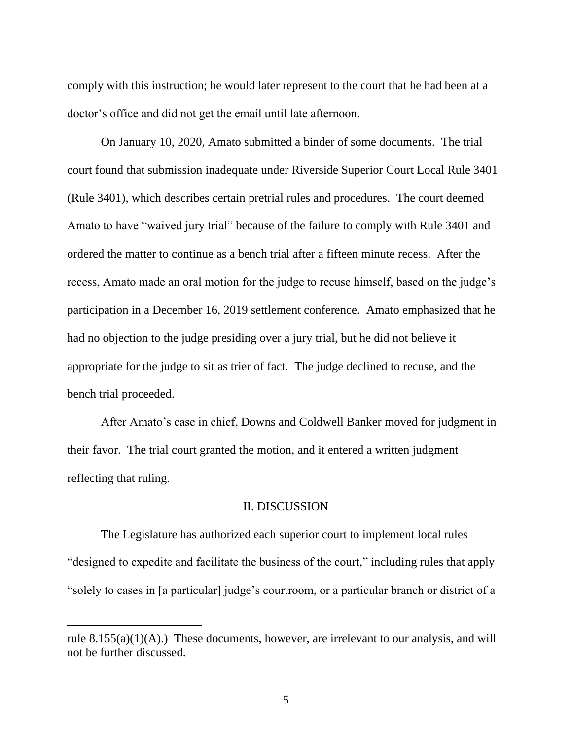comply with this instruction; he would later represent to the court that he had been at a doctor's office and did not get the email until late afternoon.

On January 10, 2020, Amato submitted a binder of some documents. The trial court found that submission inadequate under Riverside Superior Court Local Rule 3401 (Rule 3401), which describes certain pretrial rules and procedures. The court deemed Amato to have "waived jury trial" because of the failure to comply with Rule 3401 and ordered the matter to continue as a bench trial after a fifteen minute recess. After the recess, Amato made an oral motion for the judge to recuse himself, based on the judge's participation in a December 16, 2019 settlement conference. Amato emphasized that he had no objection to the judge presiding over a jury trial, but he did not believe it appropriate for the judge to sit as trier of fact. The judge declined to recuse, and the bench trial proceeded.

After Amato's case in chief, Downs and Coldwell Banker moved for judgment in their favor. The trial court granted the motion, and it entered a written judgment reflecting that ruling.

## II. DISCUSSION

The Legislature has authorized each superior court to implement local rules "designed to expedite and facilitate the business of the court," including rules that apply "solely to cases in [a particular] judge's courtroom, or a particular branch or district of a

---

rule 8.155(a)(1)(A).) These documents, however, are irrelevant to our analysis, and will not be further discussed.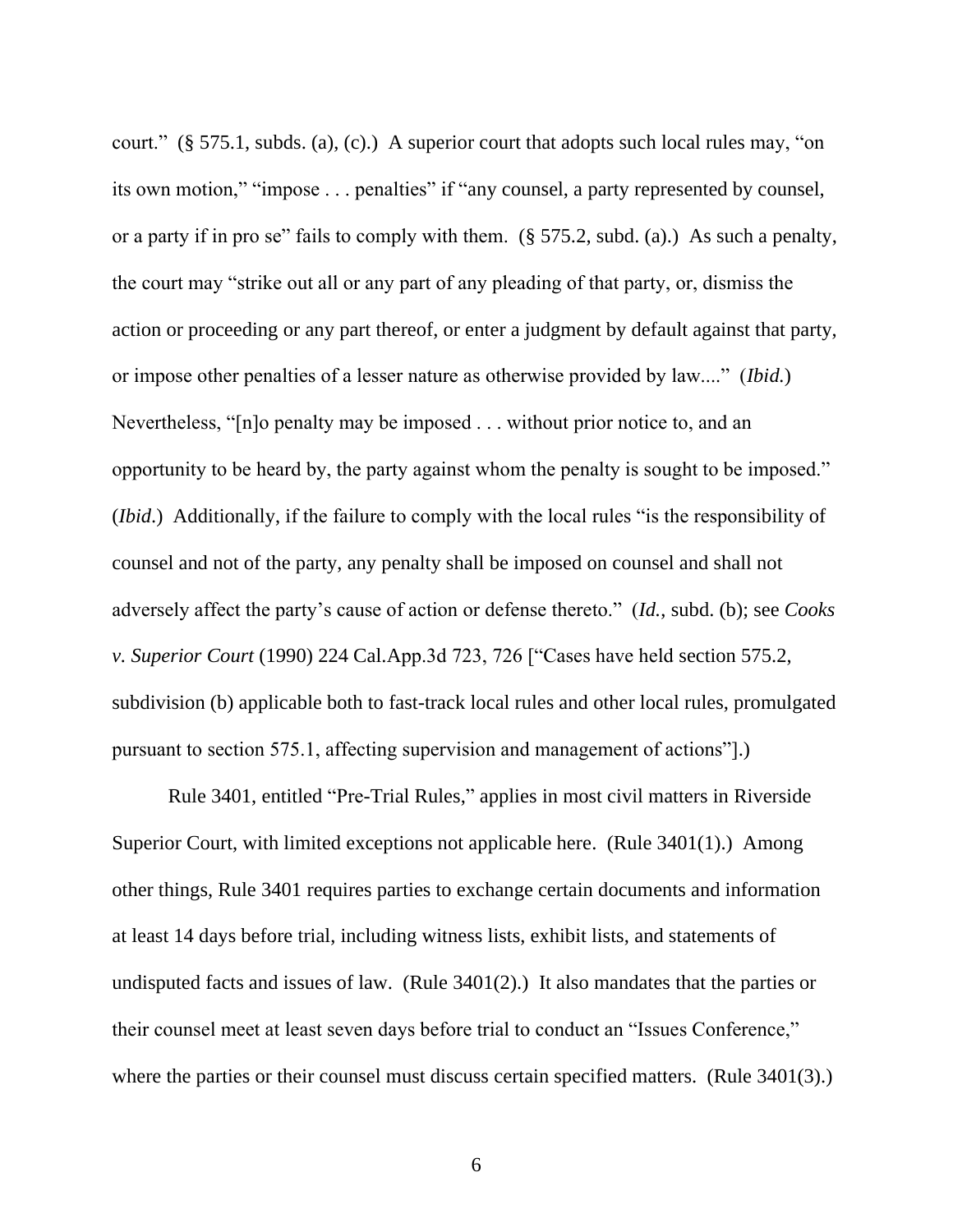court." (§ 575.1, subds. (a), (c).) A superior court that adopts such local rules may, "on its own motion," "impose . . . penalties" if "any counsel, a party represented by counsel, or a party if in pro se" fails to comply with them. (§ 575.2, subd. (a).) As such a penalty, the court may "strike out all or any part of any pleading of that party, or, dismiss the action or proceeding or any part thereof, or enter a judgment by default against that party, or impose other penalties of a lesser nature as otherwise provided by law...." (*Ibid.*) Nevertheless, "[n]o penalty may be imposed . . . without prior notice to, and an opportunity to be heard by, the party against whom the penalty is sought to be imposed." (*Ibid.*) Additionally, if the failure to comply with the local rules "is the responsibility of counsel and not of the party, any penalty shall be imposed on counsel and shall not adversely affect the party's cause of action or defense thereto." (*Id.*, subd. (b); see *Cooks v. Superior Court* (1990) 224 Cal.App.3d 723, 726 ["Cases have held section 575.2, subdivision (b) applicable both to fast-track local rules and other local rules, promulgated pursuant to section 575.1, affecting supervision and management of actions"].)

Rule 3401, entitled "Pre-Trial Rules," applies in most civil matters in Riverside Superior Court, with limited exceptions not applicable here. (Rule 3401(1).) Among other things, Rule 3401 requires parties to exchange certain documents and information at least 14 days before trial, including witness lists, exhibit lists, and statements of undisputed facts and issues of law. (Rule 3401(2).) It also mandates that the parties or their counsel meet at least seven days before trial to conduct an "Issues Conference," where the parties or their counsel must discuss certain specified matters. (Rule 3401(3).)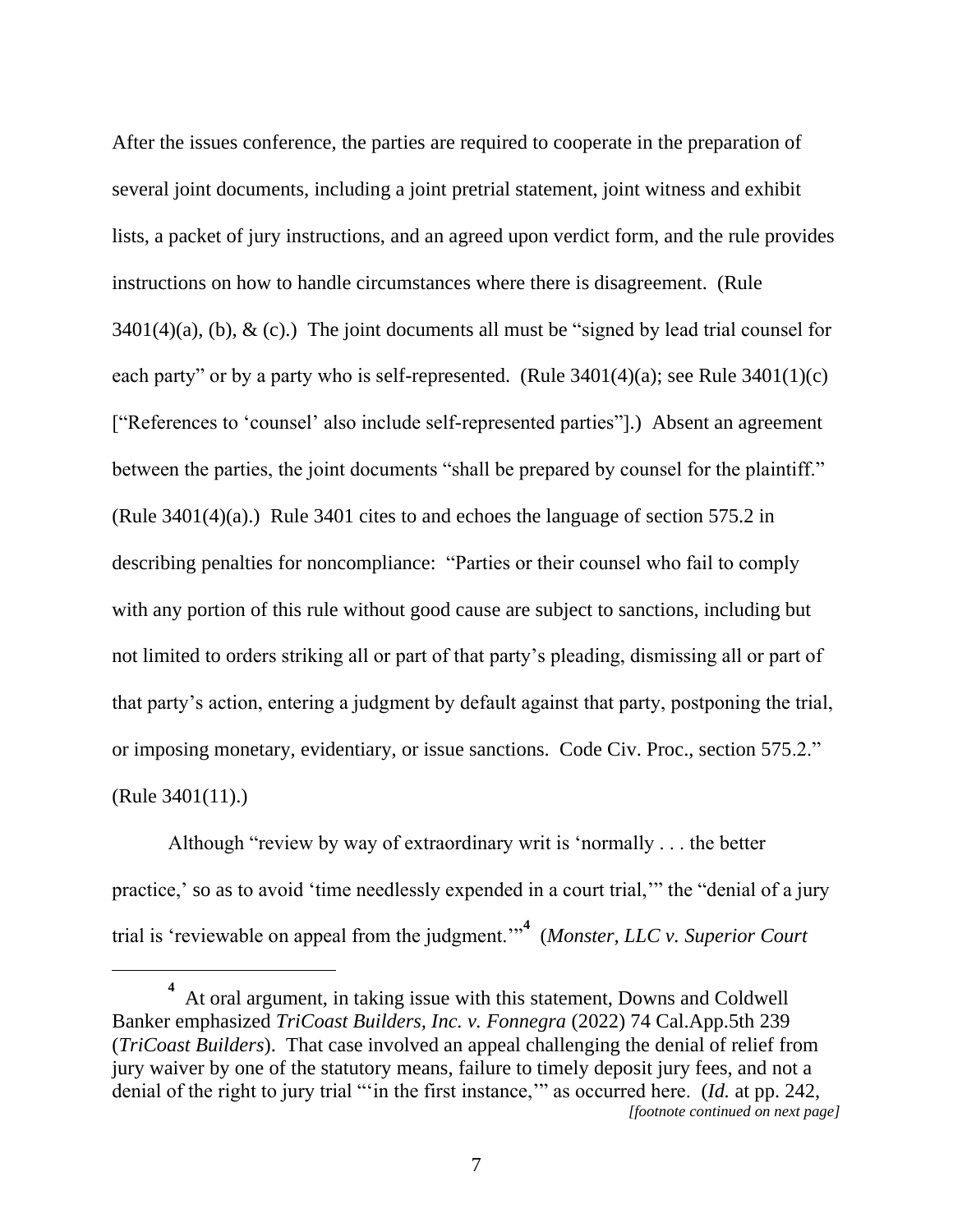After the issues conference, the parties are required to cooperate in the preparation of several joint documents, including a joint pretrial statement, joint witness and exhibit lists, a packet of jury instructions, and an agreed upon verdict form, and the rule provides instructions on how to handle circumstances where there is disagreement. (Rule 3401(4)(a), (b), & (c).) The joint documents all must be "signed by lead trial counsel for each party" or by a party who is self-represented. (Rule 3401(4)(a); see Rule 3401(1)(c) ["References to 'counsel' also include self-represented parties"].) Absent an agreement between the parties, the joint documents "shall be prepared by counsel for the plaintiff." (Rule 3401(4)(a).) Rule 3401 cites to and echoes the language of section 575.2 in describing penalties for noncompliance: "Parties or their counsel who fail to comply with any portion of this rule without good cause are subject to sanctions, including but not limited to orders striking all or part of that party's pleading, dismissing all or part of that party's action, entering a judgment by default against that party, postponing the trial, or imposing monetary, evidentiary, or issue sanctions. Code Civ. Proc., section 575.2." (Rule 3401(11).)

Although "review by way of extraordinary writ is 'normally . . . the better practice,' so as to avoid 'time needlessly expended in a court trial,'" the "denial of a jury trial is 'reviewable on appeal from the judgment.'"[4] (*Monster, LLC v. Superior Court*

---

[4] At oral argument, in taking issue with this statement, Downs and Coldwell Banker emphasized *TriCoast Builders, Inc. v. Fonnegra* (2022) 74 Cal.App.5th 239 (*TriCoast Builders*). That case involved an appeal challenging the denial of relief from jury waiver by one of the statutory means, failure to timely deposit jury fees, and not a denial of the right to jury trial "'in the first instance,'" as occurred here. (*Id.* at pp. 242,

*[footnote continued on next page]*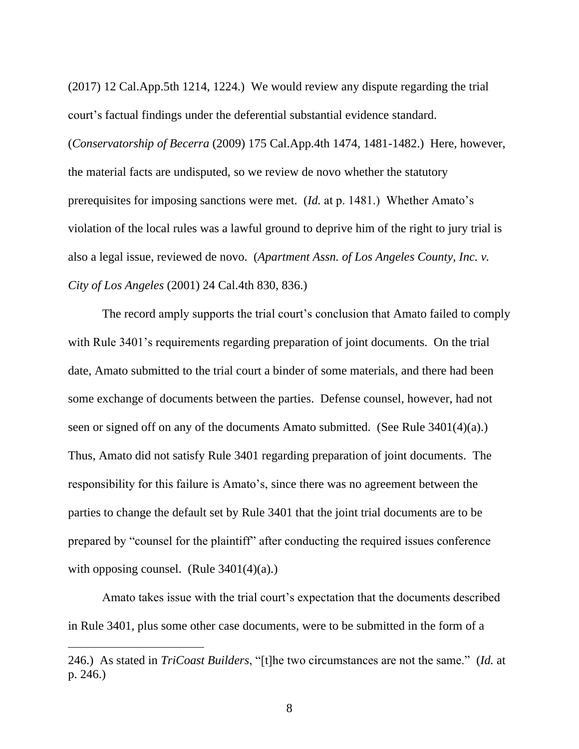(2017) 12 Cal.App.5th 1214, 1224.) We would review any dispute regarding the trial court's factual findings under the deferential substantial evidence standard. (*Conservatorship of Becerra* (2009) 175 Cal.App.4th 1474, 1481-1482.) Here, however, the material facts are undisputed, so we review de novo whether the statutory prerequisites for imposing sanctions were met. (*Id.* at p. 1481.) Whether Amato's violation of the local rules was a lawful ground to deprive him of the right to jury trial is also a legal issue, reviewed de novo. (*Apartment Assn. of Los Angeles County, Inc. v. City of Los Angeles* (2001) 24 Cal.4th 830, 836.)

The record amply supports the trial court's conclusion that Amato failed to comply with Rule 3401's requirements regarding preparation of joint documents. On the trial date, Amato submitted to the trial court a binder of some materials, and there had been some exchange of documents between the parties. Defense counsel, however, had not seen or signed off on any of the documents Amato submitted. (See Rule 3401(4)(a).) Thus, Amato did not satisfy Rule 3401 regarding preparation of joint documents. The responsibility for this failure is Amato's, since there was no agreement between the parties to change the default set by Rule 3401 that the joint trial documents are to be prepared by "counsel for the plaintiff" after conducting the required issues conference with opposing counsel. (Rule 3401(4)(a).)

Amato takes issue with the trial court's expectation that the documents described in Rule 3401, plus some other case documents, were to be submitted in the form of a

---

246.) As stated in *TriCoast Builders*, "[t]he two circumstances are not the same." (*Id.* at p. 246.)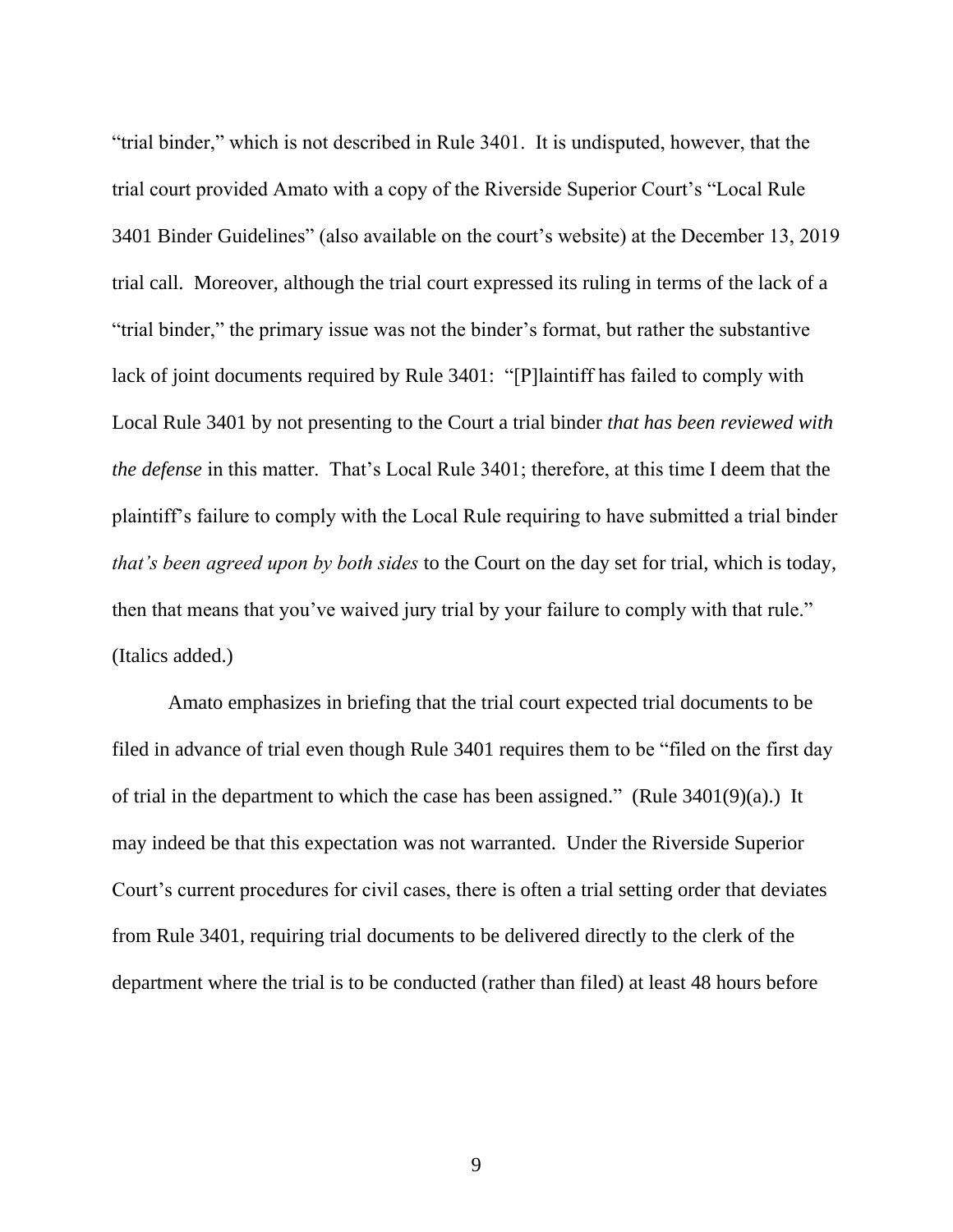"trial binder," which is not described in Rule 3401. It is undisputed, however, that the trial court provided Amato with a copy of the Riverside Superior Court's "Local Rule 3401 Binder Guidelines" (also available on the court's website) at the December 13, 2019 trial call. Moreover, although the trial court expressed its ruling in terms of the lack of a "trial binder," the primary issue was not the binder's format, but rather the substantive lack of joint documents required by Rule 3401: "[P]laintiff has failed to comply with Local Rule 3401 by not presenting to the Court a trial binder *that has been reviewed with the defense* in this matter. That's Local Rule 3401; therefore, at this time I deem that the plaintiff's failure to comply with the Local Rule requiring to have submitted a trial binder *that's been agreed upon by both sides* to the Court on the day set for trial, which is today, then that means that you've waived jury trial by your failure to comply with that rule." (Italics added.)

Amato emphasizes in briefing that the trial court expected trial documents to be filed in advance of trial even though Rule 3401 requires them to be "filed on the first day of trial in the department to which the case has been assigned." (Rule 3401(9)(a).) It may indeed be that this expectation was not warranted. Under the Riverside Superior Court's current procedures for civil cases, there is often a trial setting order that deviates from Rule 3401, requiring trial documents to be delivered directly to the clerk of the department where the trial is to be conducted (rather than filed) at least 48 hours before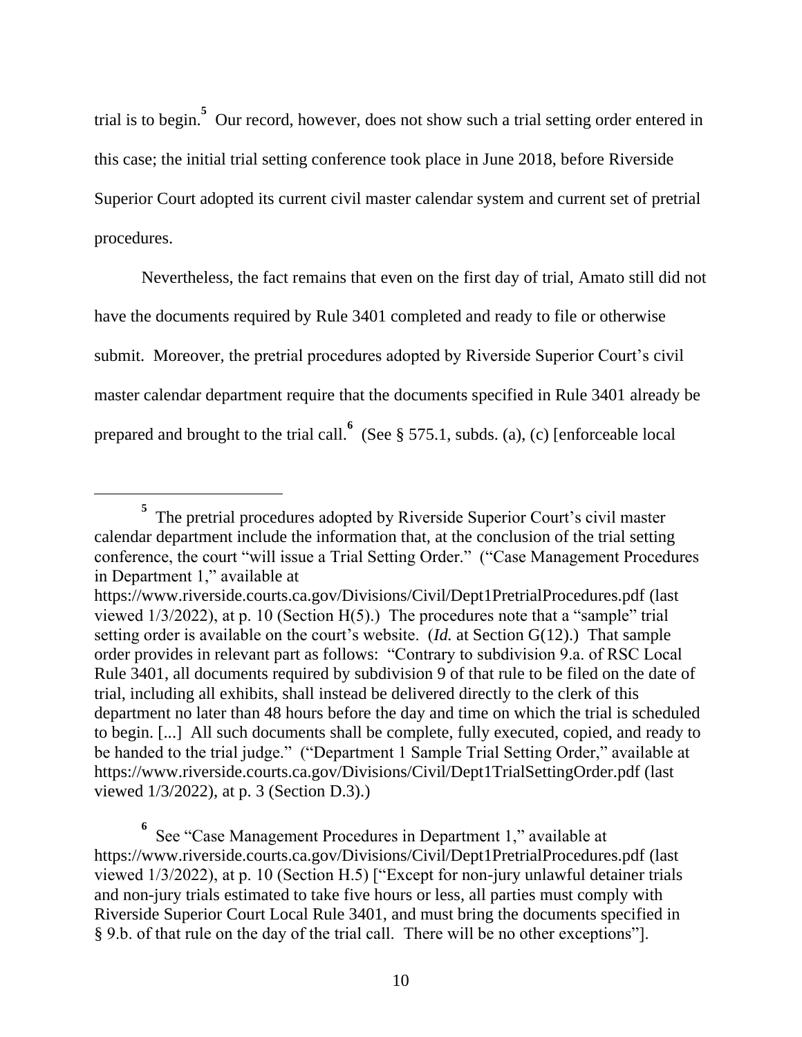trial is to begin.[5] Our record, however, does not show such a trial setting order entered in this case; the initial trial setting conference took place in June 2018, before Riverside Superior Court adopted its current civil master calendar system and current set of pretrial procedures.

Nevertheless, the fact remains that even on the first day of trial, Amato still did not have the documents required by Rule 3401 completed and ready to file or otherwise submit. Moreover, the pretrial procedures adopted by Riverside Superior Court's civil master calendar department require that the documents specified in Rule 3401 already be prepared and brought to the trial call.[6] (See § 575.1, subds. (a), (c) [enforceable local

---

[5] The pretrial procedures adopted by Riverside Superior Court's civil master calendar department include the information that, at the conclusion of the trial setting conference, the court "will issue a Trial Setting Order." ("Case Management Procedures in Department 1," available at https://www.riverside.courts.ca.gov/Divisions/Civil/Dept1PretrialProcedures.pdf (last viewed 1/3/2022), at p. 10 (Section H(5).) The procedures note that a "sample" trial setting order is available on the court's website. (*Id.* at Section G(12).) That sample order provides in relevant part as follows: "Contrary to subdivision 9.a. of RSC Local Rule 3401, all documents required by subdivision 9 of that rule to be filed on the date of trial, including all exhibits, shall instead be delivered directly to the clerk of this department no later than 48 hours before the day and time on which the trial is scheduled to begin. [...] All such documents shall be complete, fully executed, copied, and ready to be handed to the trial judge." ("Department 1 Sample Trial Setting Order," available at https://www.riverside.courts.ca.gov/Divisions/Civil/Dept1TrialSettingOrder.pdf (last viewed 1/3/2022), at p. 3 (Section D.3).)

[6] See "Case Management Procedures in Department 1," available at https://www.riverside.courts.ca.gov/Divisions/Civil/Dept1PretrialProcedures.pdf (last viewed 1/3/2022), at p. 10 (Section H.5) ["Except for non-jury unlawful detainer trials and non-jury trials estimated to take five hours or less, all parties must comply with Riverside Superior Court Local Rule 3401, and must bring the documents specified in § 9.b. of that rule on the day of the trial call. There will be no other exceptions"].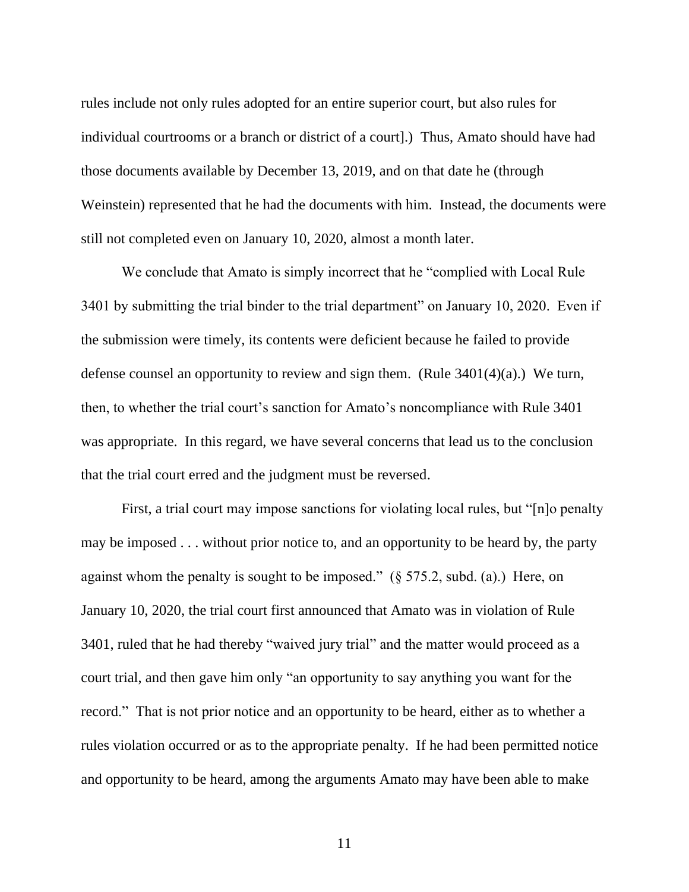rules include not only rules adopted for an entire superior court, but also rules for individual courtrooms or a branch or district of a court].) Thus, Amato should have had those documents available by December 13, 2019, and on that date he (through Weinstein) represented that he had the documents with him. Instead, the documents were still not completed even on January 10, 2020, almost a month later.

We conclude that Amato is simply incorrect that he "complied with Local Rule 3401 by submitting the trial binder to the trial department" on January 10, 2020. Even if the submission were timely, its contents were deficient because he failed to provide defense counsel an opportunity to review and sign them. (Rule 3401(4)(a).) We turn, then, to whether the trial court's sanction for Amato's noncompliance with Rule 3401 was appropriate. In this regard, we have several concerns that lead us to the conclusion that the trial court erred and the judgment must be reversed.

First, a trial court may impose sanctions for violating local rules, but "[n]o penalty may be imposed . . . without prior notice to, and an opportunity to be heard by, the party against whom the penalty is sought to be imposed." (§ 575.2, subd. (a).) Here, on January 10, 2020, the trial court first announced that Amato was in violation of Rule 3401, ruled that he had thereby "waived jury trial" and the matter would proceed as a court trial, and then gave him only "an opportunity to say anything you want for the record." That is not prior notice and an opportunity to be heard, either as to whether a rules violation occurred or as to the appropriate penalty. If he had been permitted notice and opportunity to be heard, among the arguments Amato may have been able to make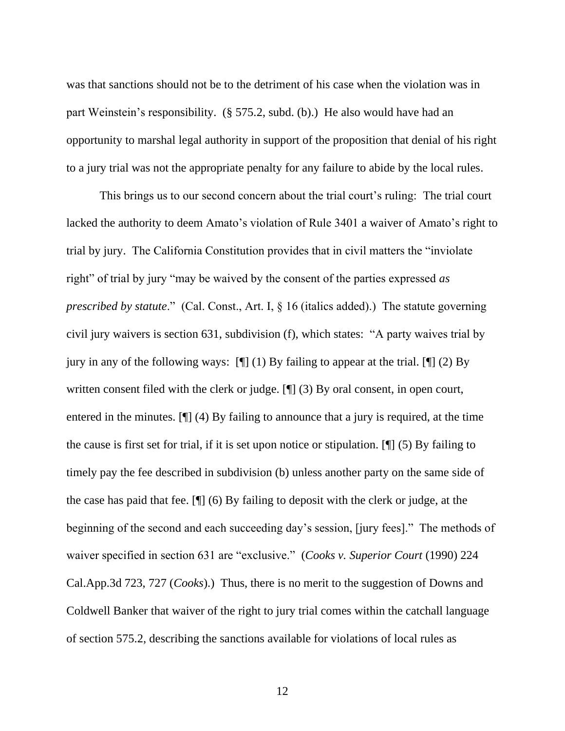was that sanctions should not be to the detriment of his case when the violation was in part Weinstein's responsibility. (§ 575.2, subd. (b).) He also would have had an opportunity to marshal legal authority in support of the proposition that denial of his right to a jury trial was not the appropriate penalty for any failure to abide by the local rules.

This brings us to our second concern about the trial court's ruling: The trial court lacked the authority to deem Amato's violation of Rule 3401 a waiver of Amato's right to trial by jury. The California Constitution provides that in civil matters the "inviolate right" of trial by jury "may be waived by the consent of the parties expressed *as prescribed by statute*." (Cal. Const., Art. I, § 16 (italics added).) The statute governing civil jury waivers is section 631, subdivision (f), which states: "A party waives trial by jury in any of the following ways: [¶] (1) By failing to appear at the trial. [¶] (2) By written consent filed with the clerk or judge. [¶] (3) By oral consent, in open court, entered in the minutes. [¶] (4) By failing to announce that a jury is required, at the time the cause is first set for trial, if it is set upon notice or stipulation. [¶] (5) By failing to timely pay the fee described in subdivision (b) unless another party on the same side of the case has paid that fee. [¶] (6) By failing to deposit with the clerk or judge, at the beginning of the second and each succeeding day's session, [jury fees]." The methods of waiver specified in section 631 are "exclusive." (*Cooks v. Superior Court* (1990) 224 Cal.App.3d 723, 727 (*Cooks*).) Thus, there is no merit to the suggestion of Downs and Coldwell Banker that waiver of the right to jury trial comes within the catchall language of section 575.2, describing the sanctions available for violations of local rules as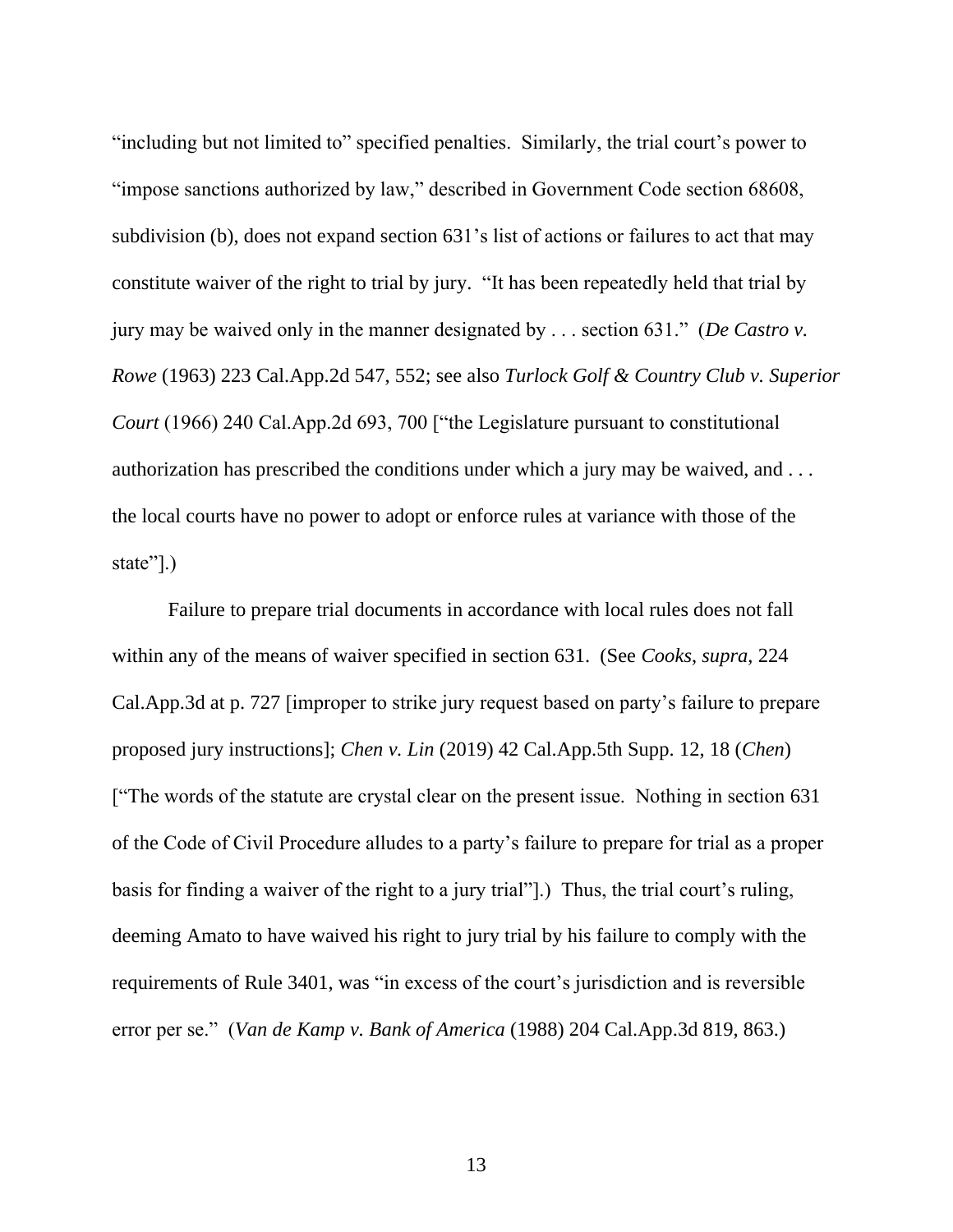"including but not limited to" specified penalties. Similarly, the trial court's power to "impose sanctions authorized by law," described in Government Code section 68608, subdivision (b), does not expand section 631's list of actions or failures to act that may constitute waiver of the right to trial by jury. "It has been repeatedly held that trial by jury may be waived only in the manner designated by . . . section 631." (*De Castro v. Rowe* (1963) 223 Cal.App.2d 547, 552; see also *Turlock Golf & Country Club v. Superior Court* (1966) 240 Cal.App.2d 693, 700 ["the Legislature pursuant to constitutional authorization has prescribed the conditions under which a jury may be waived, and . . . the local courts have no power to adopt or enforce rules at variance with those of the state"].)

Failure to prepare trial documents in accordance with local rules does not fall within any of the means of waiver specified in section 631. (See *Cooks*, *supra*, 224 Cal.App.3d at p. 727 [improper to strike jury request based on party's failure to prepare proposed jury instructions]; *Chen v. Lin* (2019) 42 Cal.App.5th Supp. 12, 18 (*Chen*) ["The words of the statute are crystal clear on the present issue. Nothing in section 631 of the Code of Civil Procedure alludes to a party's failure to prepare for trial as a proper basis for finding a waiver of the right to a jury trial"].) Thus, the trial court's ruling, deeming Amato to have waived his right to jury trial by his failure to comply with the requirements of Rule 3401, was "in excess of the court's jurisdiction and is reversible error per se." (*Van de Kamp v. Bank of America* (1988) 204 Cal.App.3d 819, 863.)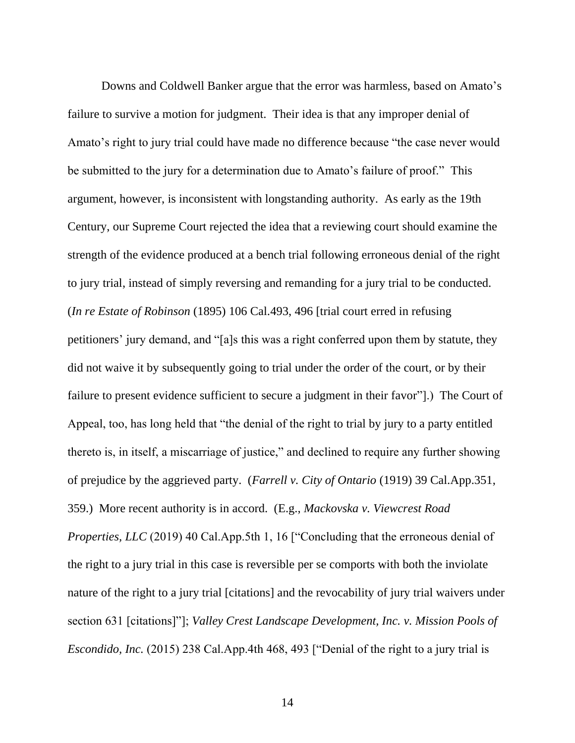Downs and Coldwell Banker argue that the error was harmless, based on Amato's failure to survive a motion for judgment. Their idea is that any improper denial of Amato's right to jury trial could have made no difference because "the case never would be submitted to the jury for a determination due to Amato's failure of proof." This argument, however, is inconsistent with longstanding authority. As early as the 19th Century, our Supreme Court rejected the idea that a reviewing court should examine the strength of the evidence produced at a bench trial following erroneous denial of the right to jury trial, instead of simply reversing and remanding for a jury trial to be conducted. (*In re Estate of Robinson* (1895) 106 Cal.493, 496 [trial court erred in refusing petitioners' jury demand, and "[a]s this was a right conferred upon them by statute, they did not waive it by subsequently going to trial under the order of the court, or by their failure to present evidence sufficient to secure a judgment in their favor"].) The Court of Appeal, too, has long held that "the denial of the right to trial by jury to a party entitled thereto is, in itself, a miscarriage of justice," and declined to require any further showing of prejudice by the aggrieved party. (*Farrell v. City of Ontario* (1919) 39 Cal.App.351, 359.) More recent authority is in accord. (E.g., *Mackovska v. Viewcrest Road Properties, LLC* (2019) 40 Cal.App.5th 1, 16 ["Concluding that the erroneous denial of the right to a jury trial in this case is reversible per se comports with both the inviolate nature of the right to a jury trial [citations] and the revocability of jury trial waivers under section 631 [citations]"]; *Valley Crest Landscape Development, Inc. v. Mission Pools of Escondido, Inc.* (2015) 238 Cal.App.4th 468, 493 ["Denial of the right to a jury trial is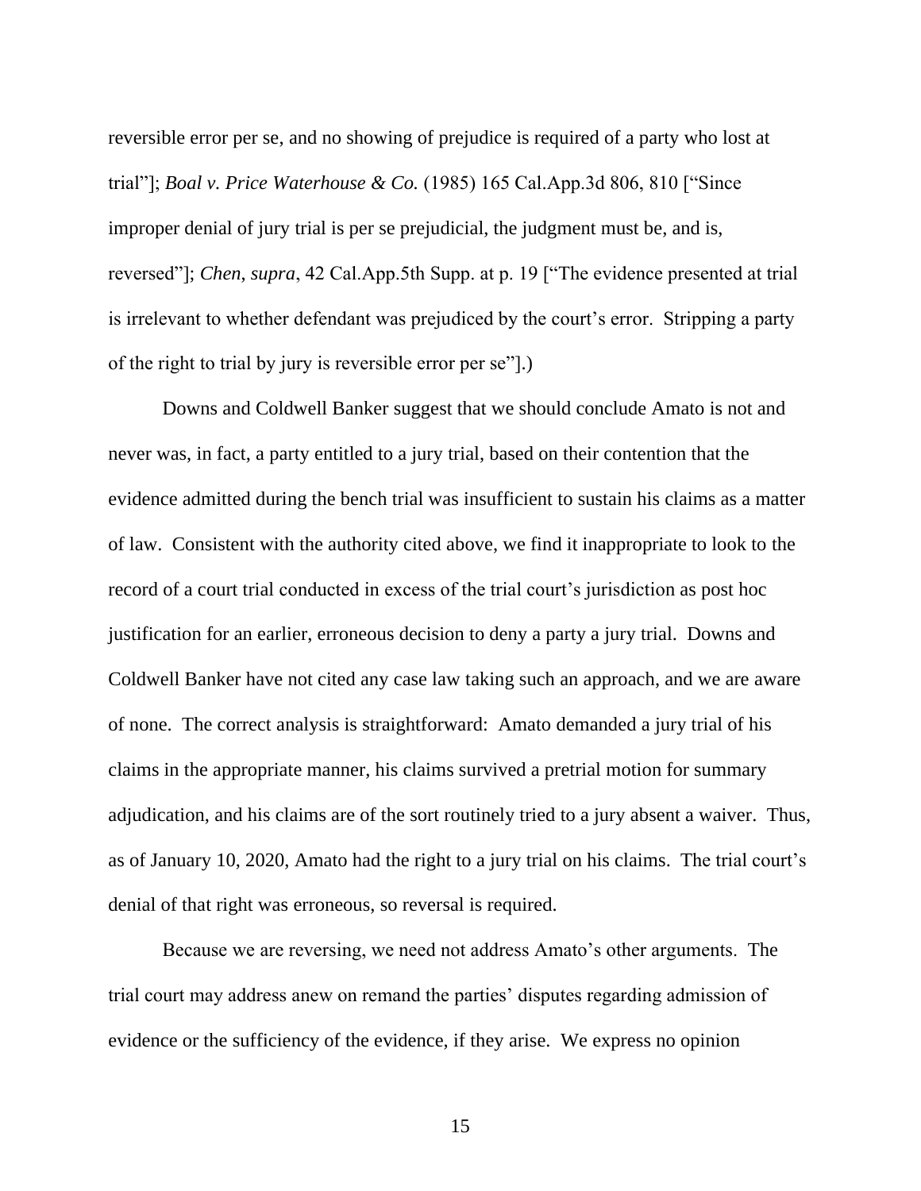reversible error per se, and no showing of prejudice is required of a party who lost at trial"]; *Boal v. Price Waterhouse & Co.* (1985) 165 Cal.App.3d 806, 810 ["Since improper denial of jury trial is per se prejudicial, the judgment must be, and is, reversed"]; *Chen*, *supra*, 42 Cal.App.5th Supp. at p. 19 ["The evidence presented at trial is irrelevant to whether defendant was prejudiced by the court's error. Stripping a party of the right to trial by jury is reversible error per se"].)

Downs and Coldwell Banker suggest that we should conclude Amato is not and never was, in fact, a party entitled to a jury trial, based on their contention that the evidence admitted during the bench trial was insufficient to sustain his claims as a matter of law. Consistent with the authority cited above, we find it inappropriate to look to the record of a court trial conducted in excess of the trial court's jurisdiction as post hoc justification for an earlier, erroneous decision to deny a party a jury trial. Downs and Coldwell Banker have not cited any case law taking such an approach, and we are aware of none. The correct analysis is straightforward: Amato demanded a jury trial of his claims in the appropriate manner, his claims survived a pretrial motion for summary adjudication, and his claims are of the sort routinely tried to a jury absent a waiver. Thus, as of January 10, 2020, Amato had the right to a jury trial on his claims. The trial court's denial of that right was erroneous, so reversal is required.

Because we are reversing, we need not address Amato's other arguments. The trial court may address anew on remand the parties' disputes regarding admission of evidence or the sufficiency of the evidence, if they arise. We express no opinion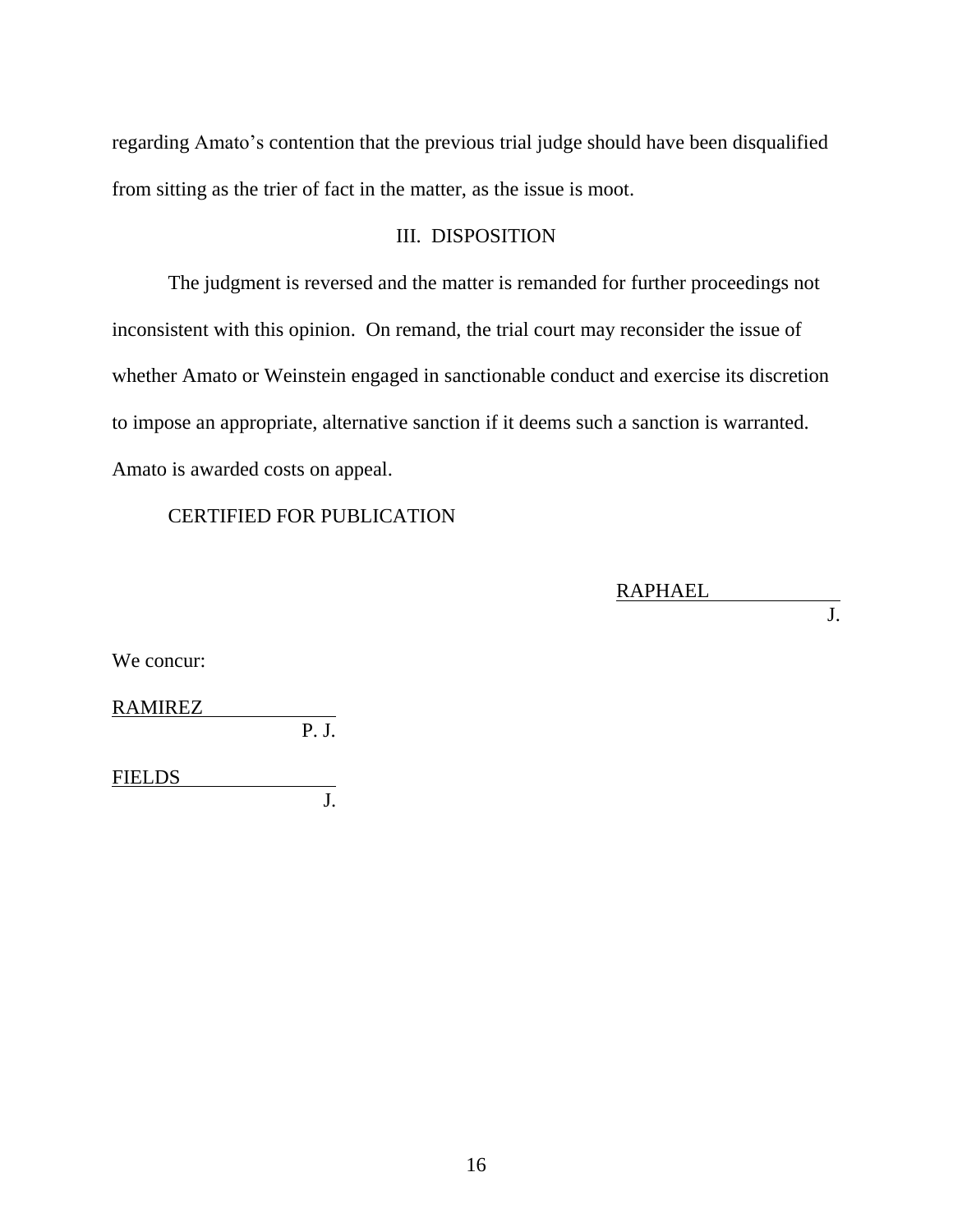regarding Amato's contention that the previous trial judge should have been disqualified from sitting as the trier of fact in the matter, as the issue is moot.

## III. DISPOSITION

The judgment is reversed and the matter is remanded for further proceedings not inconsistent with this opinion. On remand, the trial court may reconsider the issue of whether Amato or Weinstein engaged in sanctionable conduct and exercise its discretion to impose an appropriate, alternative sanction if it deems such a sanction is warranted. Amato is awarded costs on appeal.

CERTIFIED FOR PUBLICATION

RAPHAEL
J.

We concur:

RAMIREZ
P. J.

FIELDS
J.